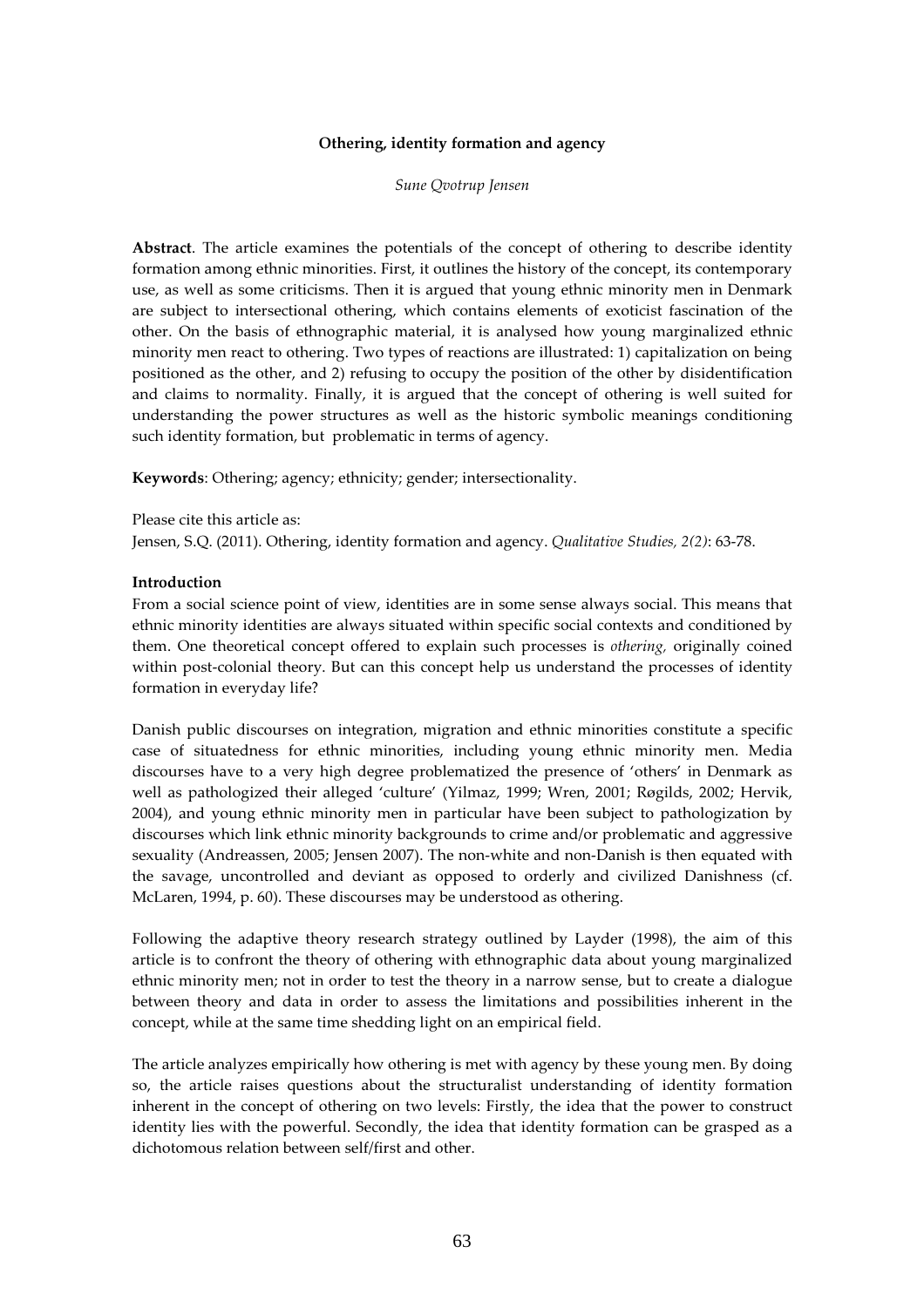# Othering, identity formation and agency

*Sune Qvotrup Jensen*

**Abstract**. The article examines the potentials of the concept of othering to describe identity formation among ethnic minorities. First, it outlines the history of the concept, its contemporary use, as well as some criticisms. Then it is argued that young ethnic minority men in Denmark are subject to intersectional othering, which contains elements of exoticist fascination of the other. On the basis of ethnographic material, it is analysed how young marginalized ethnic minority men react to othering. Two types of reactions are illustrated: 1) capitalization on being positioned as the other, and 2) refusing to occupy the position of the other by disidentification and claims to normality. Finally, it is argued that the concept of othering is well suited for understanding the power structures as well as the historic symbolic meanings conditioning such identity formation, but problematic in terms of agency.

**Keywords**: Othering; agency; ethnicity; gender; intersectionality.

Please cite this article as:
Jensen, S.Q. (2011). Othering, identity formation and agency. *Qualitative Studies, 2(2)*: 63-78.

## Introduction

From a social science point of view, identities are in some sense always social. This means that ethnic minority identities are always situated within specific social contexts and conditioned by them. One theoretical concept offered to explain such processes is *othering,* originally coined within post-colonial theory. But can this concept help us understand the processes of identity formation in everyday life?

Danish public discourses on integration, migration and ethnic minorities constitute a specific case of situatedness for ethnic minorities, including young ethnic minority men. Media discourses have to a very high degree problematized the presence of 'others' in Denmark as well as pathologized their alleged 'culture' (Yilmaz, 1999; Wren, 2001; Røgilds, 2002; Hervik, 2004), and young ethnic minority men in particular have been subject to pathologization by discourses which link ethnic minority backgrounds to crime and/or problematic and aggressive sexuality (Andreassen, 2005; Jensen 2007). The non-white and non-Danish is then equated with the savage, uncontrolled and deviant as opposed to orderly and civilized Danishness (cf. McLaren, 1994, p. 60). These discourses may be understood as othering.

Following the adaptive theory research strategy outlined by Layder (1998), the aim of this article is to confront the theory of othering with ethnographic data about young marginalized ethnic minority men; not in order to test the theory in a narrow sense, but to create a dialogue between theory and data in order to assess the limitations and possibilities inherent in the concept, while at the same time shedding light on an empirical field.

The article analyzes empirically how othering is met with agency by these young men. By doing so, the article raises questions about the structuralist understanding of identity formation inherent in the concept of othering on two levels: Firstly, the idea that the power to construct identity lies with the powerful. Secondly, the idea that identity formation can be grasped as a dichotomous relation between self/first and other.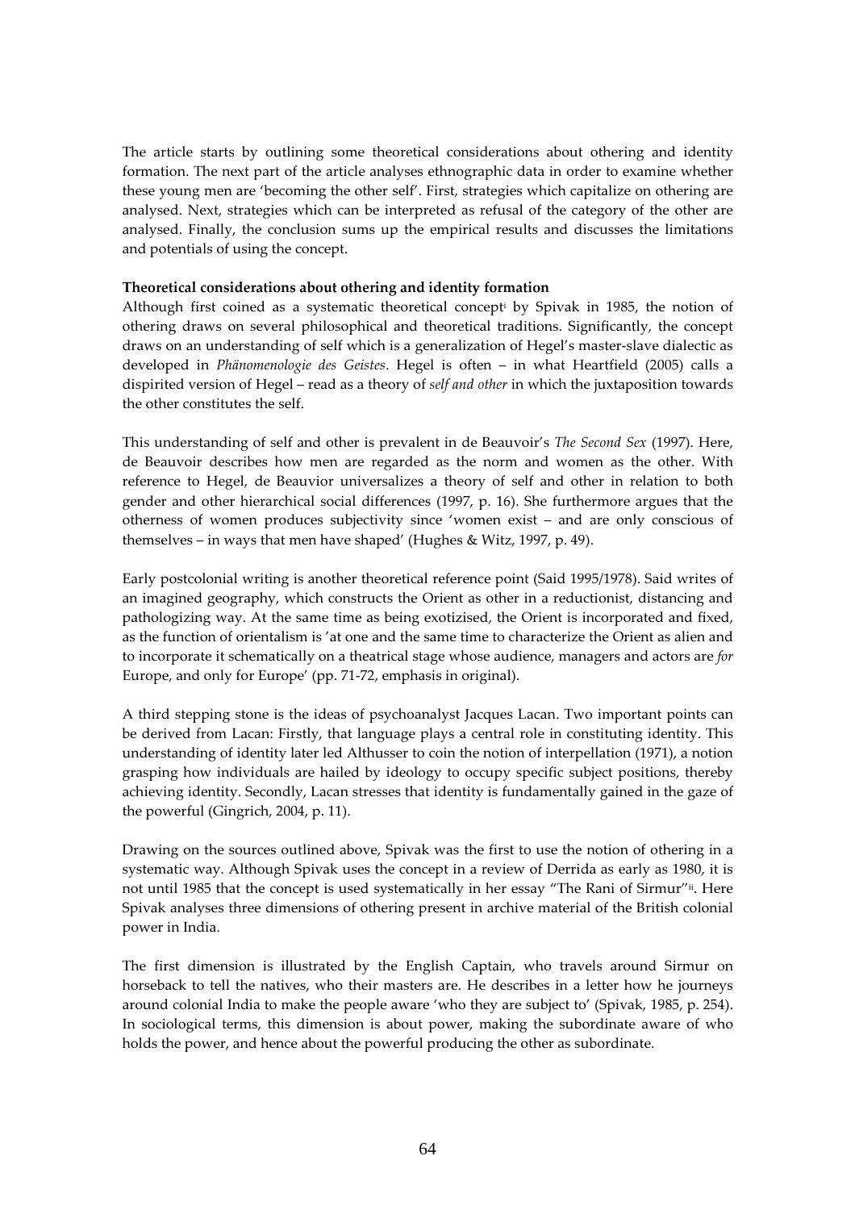The article starts by outlining some theoretical considerations about othering and identity formation. The next part of the article analyses ethnographic data in order to examine whether these young men are 'becoming the other self'. First, strategies which capitalize on othering are analysed. Next, strategies which can be interpreted as refusal of the category of the other are analysed. Finally, the conclusion sums up the empirical results and discusses the limitations and potentials of using the concept.

**Theoretical considerations about othering and identity formation**

Although first coined as a systematic theoretical concept[i] by Spivak in 1985, the notion of othering draws on several philosophical and theoretical traditions. Significantly, the concept draws on an understanding of self which is a generalization of Hegel's master-slave dialectic as developed in *Phänomenologie des Geistes*. Hegel is often – in what Heartfield (2005) calls a dispirited version of Hegel – read as a theory of *self and other* in which the juxtaposition towards the other constitutes the self.

This understanding of self and other is prevalent in de Beauvoir's *The Second Sex* (1997). Here, de Beauvoir describes how men are regarded as the norm and women as the other. With reference to Hegel, de Beauvior universalizes a theory of self and other in relation to both gender and other hierarchical social differences (1997, p. 16). She furthermore argues that the otherness of women produces subjectivity since 'women exist – and are only conscious of themselves – in ways that men have shaped' (Hughes & Witz, 1997, p. 49).

Early postcolonial writing is another theoretical reference point (Said 1995/1978). Said writes of an imagined geography, which constructs the Orient as other in a reductionist, distancing and pathologizing way. At the same time as being exotizised, the Orient is incorporated and fixed, as the function of orientalism is 'at one and the same time to characterize the Orient as alien and to incorporate it schematically on a theatrical stage whose audience, managers and actors are *for* Europe, and only for Europe' (pp. 71-72, emphasis in original).

A third stepping stone is the ideas of psychoanalyst Jacques Lacan. Two important points can be derived from Lacan: Firstly, that language plays a central role in constituting identity. This understanding of identity later led Althusser to coin the notion of interpellation (1971), a notion grasping how individuals are hailed by ideology to occupy specific subject positions, thereby achieving identity. Secondly, Lacan stresses that identity is fundamentally gained in the gaze of the powerful (Gingrich, 2004, p. 11).

Drawing on the sources outlined above, Spivak was the first to use the notion of othering in a systematic way. Although Spivak uses the concept in a review of Derrida as early as 1980, it is not until 1985 that the concept is used systematically in her essay "The Rani of Sirmur"[ii]. Here Spivak analyses three dimensions of othering present in archive material of the British colonial power in India.

The first dimension is illustrated by the English Captain, who travels around Sirmur on horseback to tell the natives, who their masters are. He describes in a letter how he journeys around colonial India to make the people aware 'who they are subject to' (Spivak, 1985, p. 254). In sociological terms, this dimension is about power, making the subordinate aware of who holds the power, and hence about the powerful producing the other as subordinate.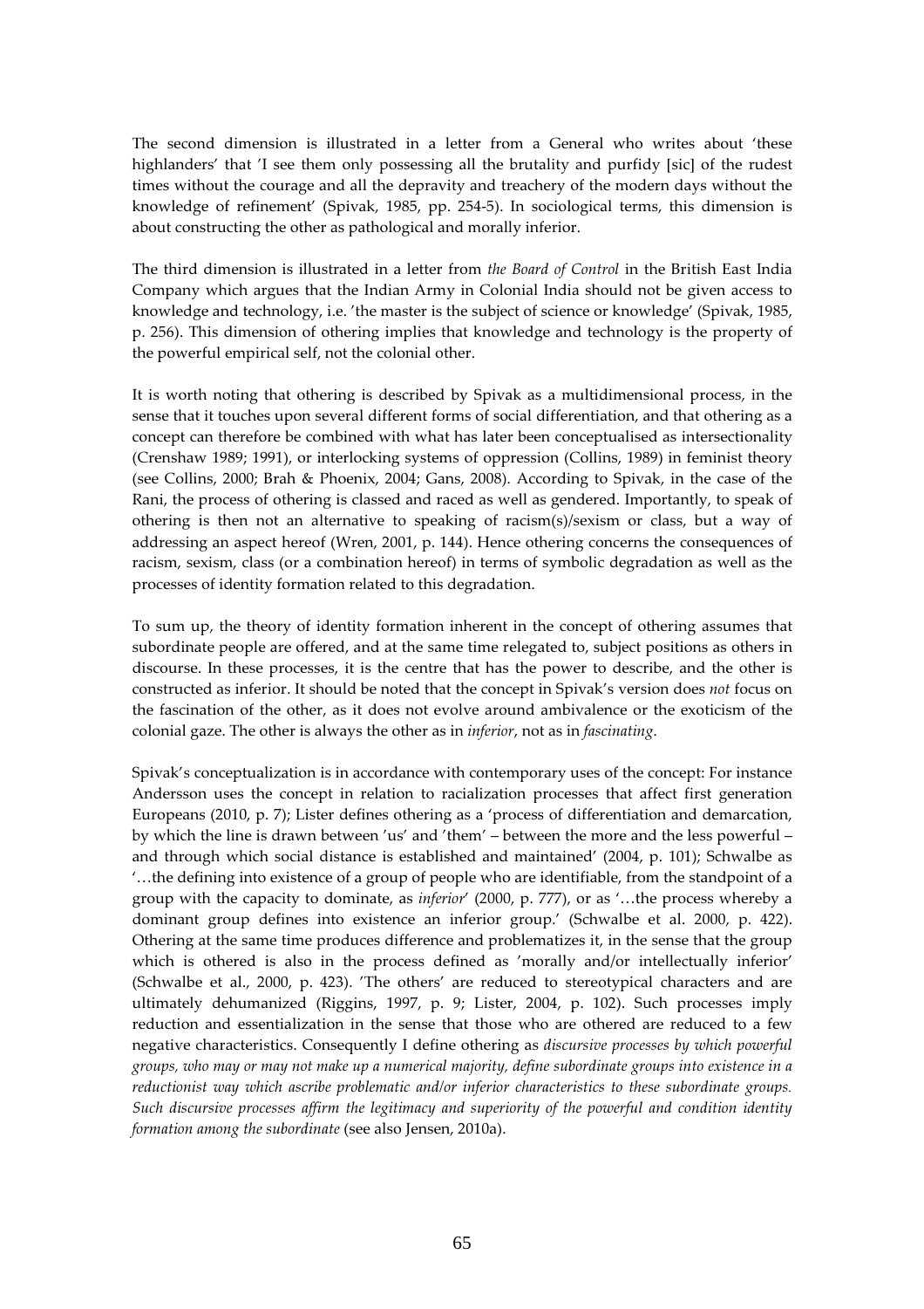The second dimension is illustrated in a letter from a General who writes about 'these highlanders' that 'I see them only possessing all the brutality and purfidy [sic] of the rudest times without the courage and all the depravity and treachery of the modern days without the knowledge of refinement' (Spivak, 1985, pp. 254-5). In sociological terms, this dimension is about constructing the other as pathological and morally inferior.

The third dimension is illustrated in a letter from *the Board of Control* in the British East India Company which argues that the Indian Army in Colonial India should not be given access to knowledge and technology, i.e. 'the master is the subject of science or knowledge' (Spivak, 1985, p. 256). This dimension of othering implies that knowledge and technology is the property of the powerful empirical self, not the colonial other.

It is worth noting that othering is described by Spivak as a multidimensional process, in the sense that it touches upon several different forms of social differentiation, and that othering as a concept can therefore be combined with what has later been conceptualised as intersectionality (Crenshaw 1989; 1991), or interlocking systems of oppression (Collins, 1989) in feminist theory (see Collins, 2000; Brah & Phoenix, 2004; Gans, 2008). According to Spivak, in the case of the Rani, the process of othering is classed and raced as well as gendered. Importantly, to speak of othering is then not an alternative to speaking of racism(s)/sexism or class, but a way of addressing an aspect hereof (Wren, 2001, p. 144). Hence othering concerns the consequences of racism, sexism, class (or a combination hereof) in terms of symbolic degradation as well as the processes of identity formation related to this degradation.

To sum up, the theory of identity formation inherent in the concept of othering assumes that subordinate people are offered, and at the same time relegated to, subject positions as others in discourse. In these processes, it is the centre that has the power to describe, and the other is constructed as inferior. It should be noted that the concept in Spivak's version does *not* focus on the fascination of the other, as it does not evolve around ambivalence or the exoticism of the colonial gaze. The other is always the other as in *inferior*, not as in *fascinating*.

Spivak's conceptualization is in accordance with contemporary uses of the concept: For instance Andersson uses the concept in relation to racialization processes that affect first generation Europeans (2010, p. 7); Lister defines othering as a 'process of differentiation and demarcation, by which the line is drawn between 'us' and 'them' – between the more and the less powerful – and through which social distance is established and maintained' (2004, p. 101); Schwalbe as '…the defining into existence of a group of people who are identifiable, from the standpoint of a group with the capacity to dominate, as *inferior*' (2000, p. 777), or as '…the process whereby a dominant group defines into existence an inferior group.' (Schwalbe et al. 2000, p. 422). Othering at the same time produces difference and problematizes it, in the sense that the group which is othered is also in the process defined as 'morally and/or intellectually inferior' (Schwalbe et al., 2000, p. 423). 'The others' are reduced to stereotypical characters and are ultimately dehumanized (Riggins, 1997, p. 9; Lister, 2004, p. 102). Such processes imply reduction and essentialization in the sense that those who are othered are reduced to a few negative characteristics. Consequently I define othering as *discursive processes by which powerful groups, who may or may not make up a numerical majority, define subordinate groups into existence in a reductionist way which ascribe problematic and/or inferior characteristics to these subordinate groups. Such discursive processes affirm the legitimacy and superiority of the powerful and condition identity formation among the subordinate* (see also Jensen, 2010a).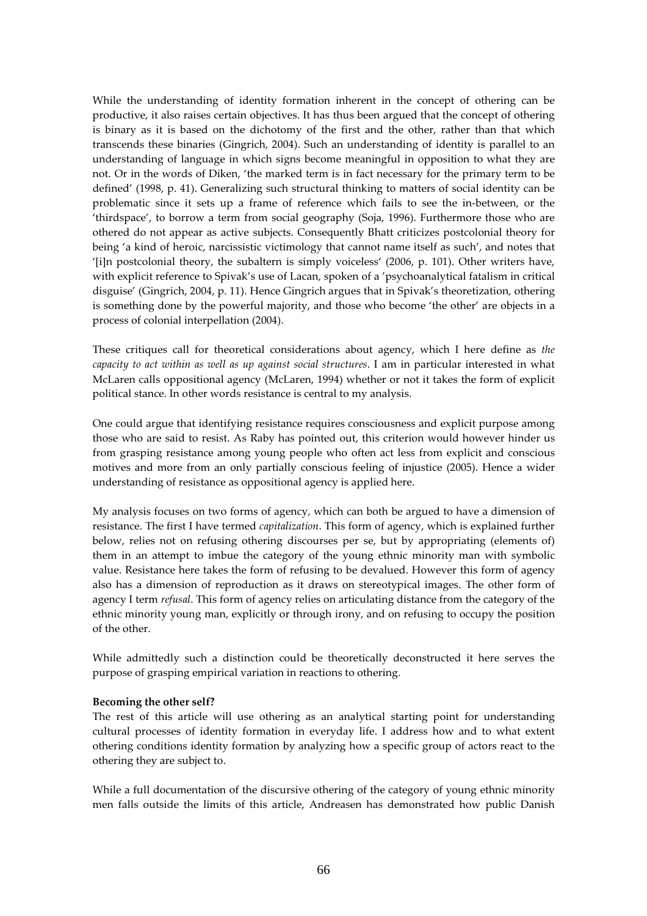While the understanding of identity formation inherent in the concept of othering can be productive, it also raises certain objectives. It has thus been argued that the concept of othering is binary as it is based on the dichotomy of the first and the other, rather than that which transcends these binaries (Gingrich, 2004). Such an understanding of identity is parallel to an understanding of language in which signs become meaningful in opposition to what they are not. Or in the words of Diken, 'the marked term is in fact necessary for the primary term to be defined' (1998, p. 41). Generalizing such structural thinking to matters of social identity can be problematic since it sets up a frame of reference which fails to see the in-between, or the 'thirdspace', to borrow a term from social geography (Soja, 1996). Furthermore those who are othered do not appear as active subjects. Consequently Bhatt criticizes postcolonial theory for being 'a kind of heroic, narcissistic victimology that cannot name itself as such', and notes that '[i]n postcolonial theory, the subaltern is simply voiceless' (2006, p. 101). Other writers have, with explicit reference to Spivak's use of Lacan, spoken of a 'psychoanalytical fatalism in critical disguise' (Gingrich, 2004, p. 11). Hence Gingrich argues that in Spivak's theoretization, othering is something done by the powerful majority, and those who become 'the other' are objects in a process of colonial interpellation (2004).

These critiques call for theoretical considerations about agency, which I here define as *the capacity to act within as well as up against social structures*. I am in particular interested in what McLaren calls oppositional agency (McLaren, 1994) whether or not it takes the form of explicit political stance. In other words resistance is central to my analysis.

One could argue that identifying resistance requires consciousness and explicit purpose among those who are said to resist. As Raby has pointed out, this criterion would however hinder us from grasping resistance among young people who often act less from explicit and conscious motives and more from an only partially conscious feeling of injustice (2005). Hence a wider understanding of resistance as oppositional agency is applied here.

My analysis focuses on two forms of agency, which can both be argued to have a dimension of resistance. The first I have termed *capitalization*. This form of agency, which is explained further below, relies not on refusing othering discourses per se, but by appropriating (elements of) them in an attempt to imbue the category of the young ethnic minority man with symbolic value. Resistance here takes the form of refusing to be devalued. However this form of agency also has a dimension of reproduction as it draws on stereotypical images. The other form of agency I term *refusal*. This form of agency relies on articulating distance from the category of the ethnic minority young man, explicitly or through irony, and on refusing to occupy the position of the other.

While admittedly such a distinction could be theoretically deconstructed it here serves the purpose of grasping empirical variation in reactions to othering.

**Becoming the other self?**

The rest of this article will use othering as an analytical starting point for understanding cultural processes of identity formation in everyday life. I address how and to what extent othering conditions identity formation by analyzing how a specific group of actors react to the othering they are subject to.

While a full documentation of the discursive othering of the category of young ethnic minority men falls outside the limits of this article, Andreasen has demonstrated how public Danish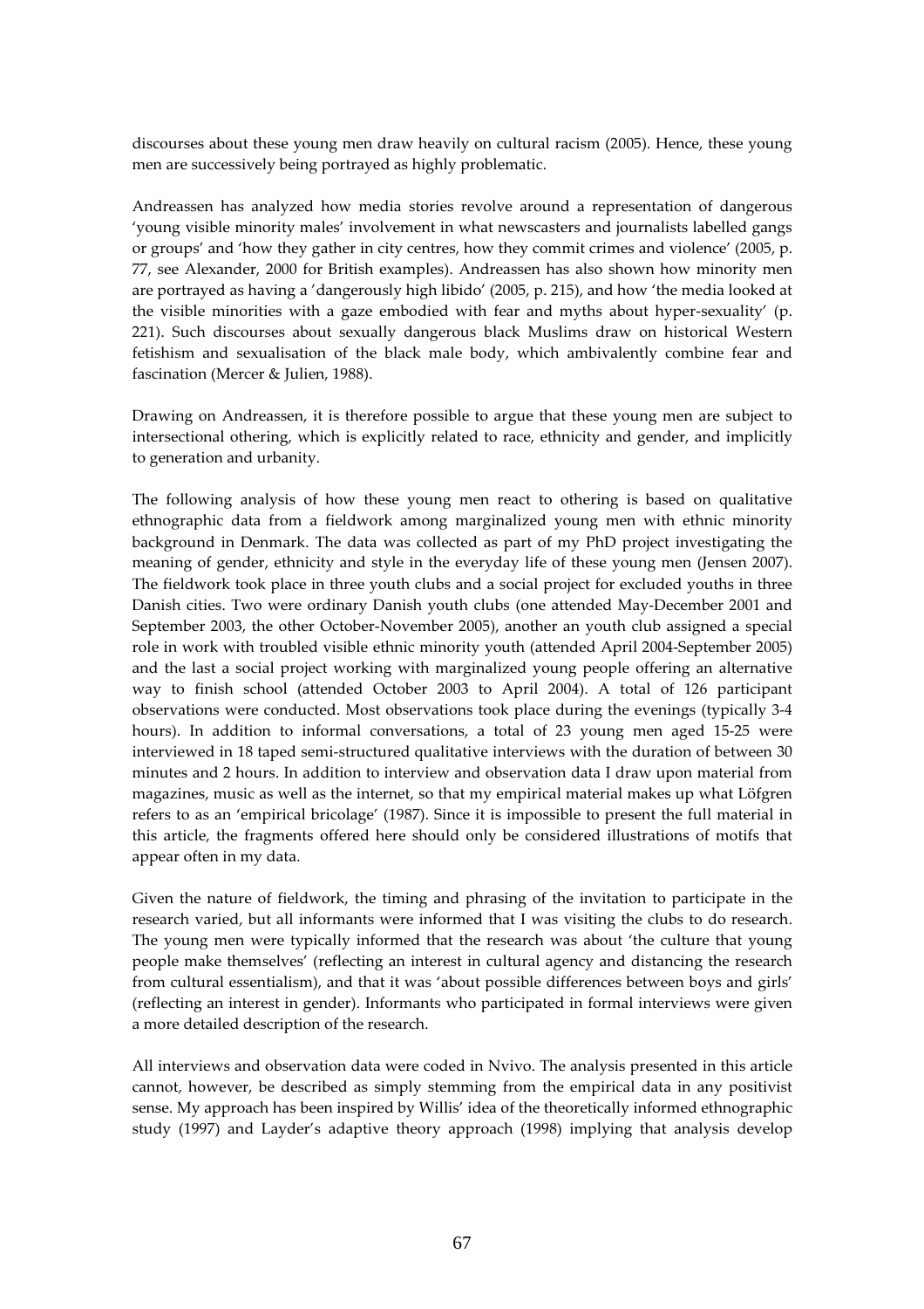discourses about these young men draw heavily on cultural racism (2005). Hence, these young men are successively being portrayed as highly problematic.

Andreassen has analyzed how media stories revolve around a representation of dangerous 'young visible minority males' involvement in what newscasters and journalists labelled gangs or groups' and 'how they gather in city centres, how they commit crimes and violence' (2005, p. 77, see Alexander, 2000 for British examples). Andreassen has also shown how minority men are portrayed as having a 'dangerously high libido' (2005, p. 215), and how 'the media looked at the visible minorities with a gaze embodied with fear and myths about hyper-sexuality' (p. 221). Such discourses about sexually dangerous black Muslims draw on historical Western fetishism and sexualisation of the black male body, which ambivalently combine fear and fascination (Mercer & Julien, 1988).

Drawing on Andreassen, it is therefore possible to argue that these young men are subject to intersectional othering, which is explicitly related to race, ethnicity and gender, and implicitly to generation and urbanity.

The following analysis of how these young men react to othering is based on qualitative ethnographic data from a fieldwork among marginalized young men with ethnic minority background in Denmark. The data was collected as part of my PhD project investigating the meaning of gender, ethnicity and style in the everyday life of these young men (Jensen 2007). The fieldwork took place in three youth clubs and a social project for excluded youths in three Danish cities. Two were ordinary Danish youth clubs (one attended May-December 2001 and September 2003, the other October-November 2005), another an youth club assigned a special role in work with troubled visible ethnic minority youth (attended April 2004-September 2005) and the last a social project working with marginalized young people offering an alternative way to finish school (attended October 2003 to April 2004). A total of 126 participant observations were conducted. Most observations took place during the evenings (typically 3-4 hours). In addition to informal conversations, a total of 23 young men aged 15-25 were interviewed in 18 taped semi-structured qualitative interviews with the duration of between 30 minutes and 2 hours. In addition to interview and observation data I draw upon material from magazines, music as well as the internet, so that my empirical material makes up what Löfgren refers to as an 'empirical bricolage' (1987). Since it is impossible to present the full material in this article, the fragments offered here should only be considered illustrations of motifs that appear often in my data.

Given the nature of fieldwork, the timing and phrasing of the invitation to participate in the research varied, but all informants were informed that I was visiting the clubs to do research. The young men were typically informed that the research was about 'the culture that young people make themselves' (reflecting an interest in cultural agency and distancing the research from cultural essentialism), and that it was 'about possible differences between boys and girls' (reflecting an interest in gender). Informants who participated in formal interviews were given a more detailed description of the research.

All interviews and observation data were coded in Nvivo. The analysis presented in this article cannot, however, be described as simply stemming from the empirical data in any positivist sense. My approach has been inspired by Willis' idea of the theoretically informed ethnographic study (1997) and Layder's adaptive theory approach (1998) implying that analysis develop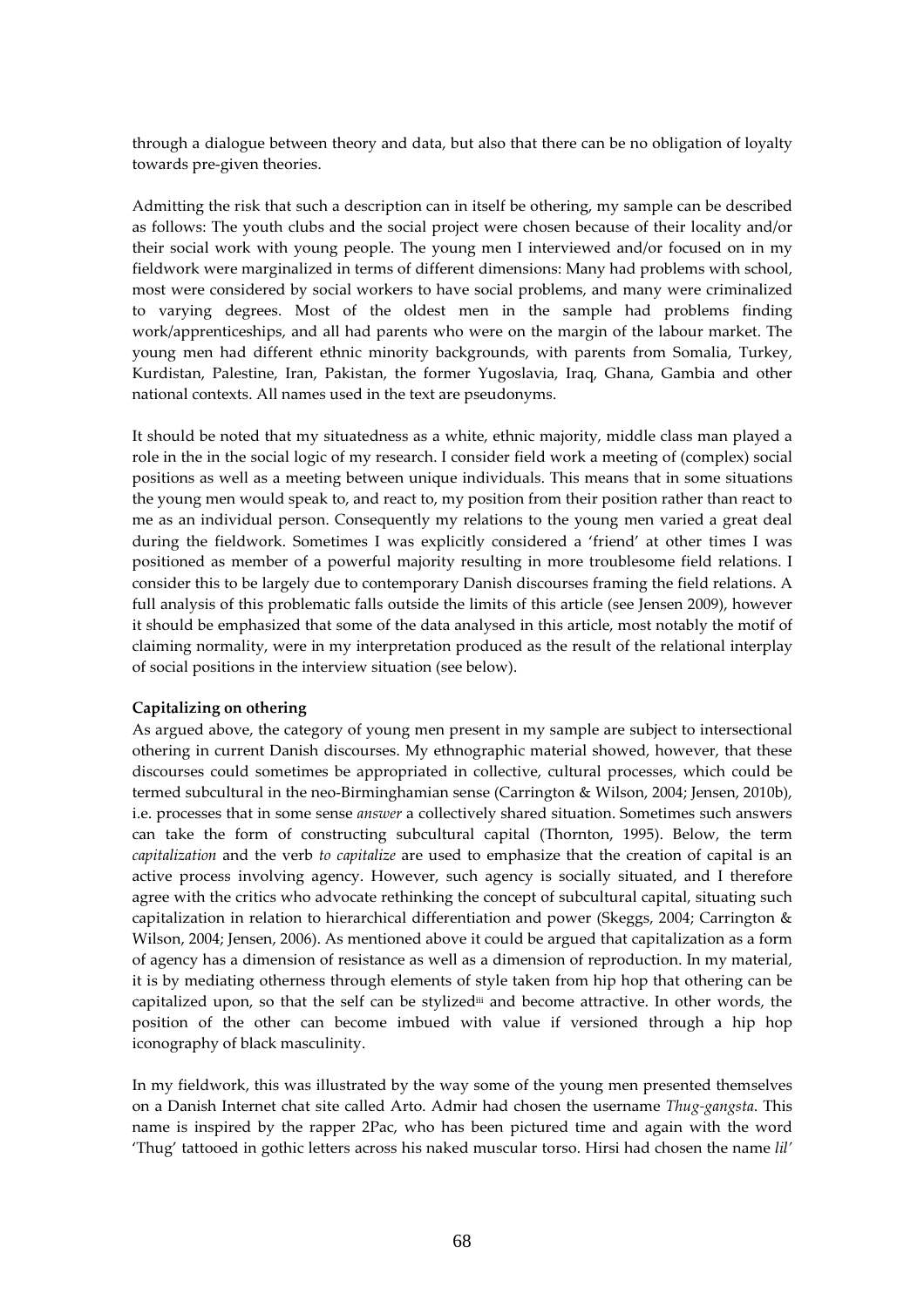through a dialogue between theory and data, but also that there can be no obligation of loyalty towards pre-given theories.

Admitting the risk that such a description can in itself be othering, my sample can be described as follows: The youth clubs and the social project were chosen because of their locality and/or their social work with young people. The young men I interviewed and/or focused on in my fieldwork were marginalized in terms of different dimensions: Many had problems with school, most were considered by social workers to have social problems, and many were criminalized to varying degrees. Most of the oldest men in the sample had problems finding work/apprenticeships, and all had parents who were on the margin of the labour market. The young men had different ethnic minority backgrounds, with parents from Somalia, Turkey, Kurdistan, Palestine, Iran, Pakistan, the former Yugoslavia, Iraq, Ghana, Gambia and other national contexts. All names used in the text are pseudonyms.

It should be noted that my situatedness as a white, ethnic majority, middle class man played a role in the in the social logic of my research. I consider field work a meeting of (complex) social positions as well as a meeting between unique individuals. This means that in some situations the young men would speak to, and react to, my position from their position rather than react to me as an individual person. Consequently my relations to the young men varied a great deal during the fieldwork. Sometimes I was explicitly considered a 'friend' at other times I was positioned as member of a powerful majority resulting in more troublesome field relations. I consider this to be largely due to contemporary Danish discourses framing the field relations. A full analysis of this problematic falls outside the limits of this article (see Jensen 2009), however it should be emphasized that some of the data analysed in this article, most notably the motif of claiming normality, were in my interpretation produced as the result of the relational interplay of social positions in the interview situation (see below).

**Capitalizing on othering**

As argued above, the category of young men present in my sample are subject to intersectional othering in current Danish discourses. My ethnographic material showed, however, that these discourses could sometimes be appropriated in collective, cultural processes, which could be termed subcultural in the neo-Birminghamian sense (Carrington & Wilson, 2004; Jensen, 2010b), i.e. processes that in some sense *answer* a collectively shared situation. Sometimes such answers can take the form of constructing subcultural capital (Thornton, 1995). Below, the term *capitalization* and the verb *to capitalize* are used to emphasize that the creation of capital is an active process involving agency. However, such agency is socially situated, and I therefore agree with the critics who advocate rethinking the concept of subcultural capital, situating such capitalization in relation to hierarchical differentiation and power (Skeggs, 2004; Carrington & Wilson, 2004; Jensen, 2006). As mentioned above it could be argued that capitalization as a form of agency has a dimension of resistance as well as a dimension of reproduction. In my material, it is by mediating otherness through elements of style taken from hip hop that othering can be capitalized upon, so that the self can be stylized[iii] and become attractive. In other words, the position of the other can become imbued with value if versioned through a hip hop iconography of black masculinity.

In my fieldwork, this was illustrated by the way some of the young men presented themselves on a Danish Internet chat site called Arto. Admir had chosen the username *Thug-gangsta*. This name is inspired by the rapper 2Pac, who has been pictured time and again with the word 'Thug' tattooed in gothic letters across his naked muscular torso. Hirsi had chosen the name *lil'*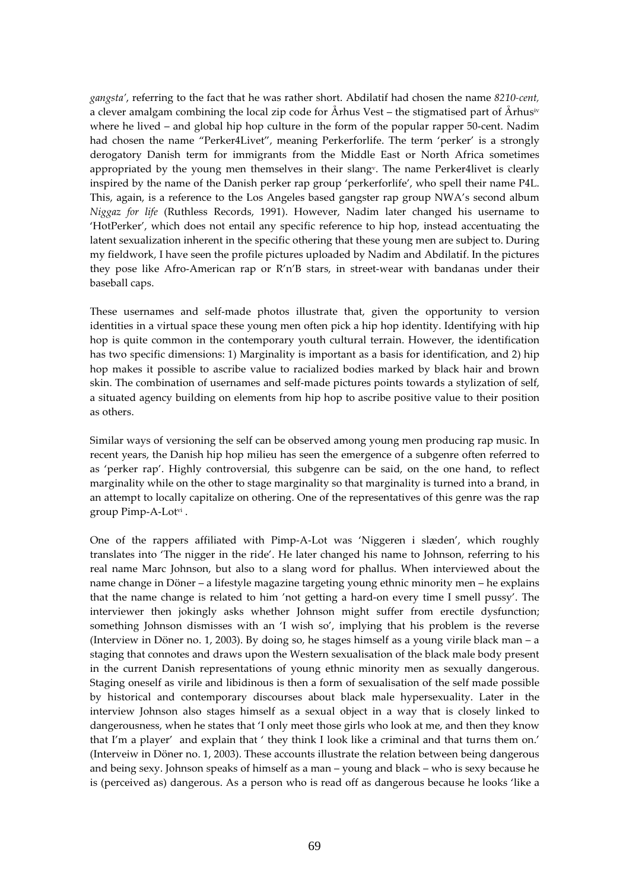*gangsta'*, referring to the fact that he was rather short. Abdilatif had chosen the name *8210-cent,* a clever amalgam combining the local zip code for Århus Vest – the stigmatised part of Århus[iv] where he lived – and global hip hop culture in the form of the popular rapper 50-cent. Nadim had chosen the name "Perker4Livet", meaning Perkerforlife. The term 'perker' is a strongly derogatory Danish term for immigrants from the Middle East or North Africa sometimes appropriated by the young men themselves in their slang[v]. The name Perker4livet is clearly inspired by the name of the Danish perker rap group 'perkerforlife', who spell their name P4L. This, again, is a reference to the Los Angeles based gangster rap group NWA's second album *Niggaz for life* (Ruthless Records, 1991). However, Nadim later changed his username to 'HotPerker', which does not entail any specific reference to hip hop, instead accentuating the latent sexualization inherent in the specific othering that these young men are subject to. During my fieldwork, I have seen the profile pictures uploaded by Nadim and Abdilatif. In the pictures they pose like Afro-American rap or R'n'B stars, in street-wear with bandanas under their baseball caps.

These usernames and self-made photos illustrate that, given the opportunity to version identities in a virtual space these young men often pick a hip hop identity. Identifying with hip hop is quite common in the contemporary youth cultural terrain. However, the identification has two specific dimensions: 1) Marginality is important as a basis for identification, and 2) hip hop makes it possible to ascribe value to racialized bodies marked by black hair and brown skin. The combination of usernames and self-made pictures points towards a stylization of self, a situated agency building on elements from hip hop to ascribe positive value to their position as others.

Similar ways of versioning the self can be observed among young men producing rap music. In recent years, the Danish hip hop milieu has seen the emergence of a subgenre often referred to as 'perker rap'. Highly controversial, this subgenre can be said, on the one hand, to reflect marginality while on the other to stage marginality so that marginality is turned into a brand, in an attempt to locally capitalize on othering. One of the representatives of this genre was the rap group Pimp-A-Lot[vi] .

One of the rappers affiliated with Pimp-A-Lot was 'Niggeren i slæden', which roughly translates into 'The nigger in the ride'. He later changed his name to Johnson, referring to his real name Marc Johnson, but also to a slang word for phallus. When interviewed about the name change in Döner – a lifestyle magazine targeting young ethnic minority men – he explains that the name change is related to him 'not getting a hard-on every time I smell pussy'. The interviewer then jokingly asks whether Johnson might suffer from erectile dysfunction; something Johnson dismisses with an 'I wish so', implying that his problem is the reverse (Interview in Döner no. 1, 2003). By doing so, he stages himself as a young virile black man – a staging that connotes and draws upon the Western sexualisation of the black male body present in the current Danish representations of young ethnic minority men as sexually dangerous. Staging oneself as virile and libidinous is then a form of sexualisation of the self made possible by historical and contemporary discourses about black male hypersexuality. Later in the interview Johnson also stages himself as a sexual object in a way that is closely linked to dangerousness, when he states that 'I only meet those girls who look at me, and then they know that I'm a player' and explain that ' they think I look like a criminal and that turns them on.' (Interveiw in Döner no. 1, 2003). These accounts illustrate the relation between being dangerous and being sexy. Johnson speaks of himself as a man – young and black – who is sexy because he is (perceived as) dangerous. As a person who is read off as dangerous because he looks 'like a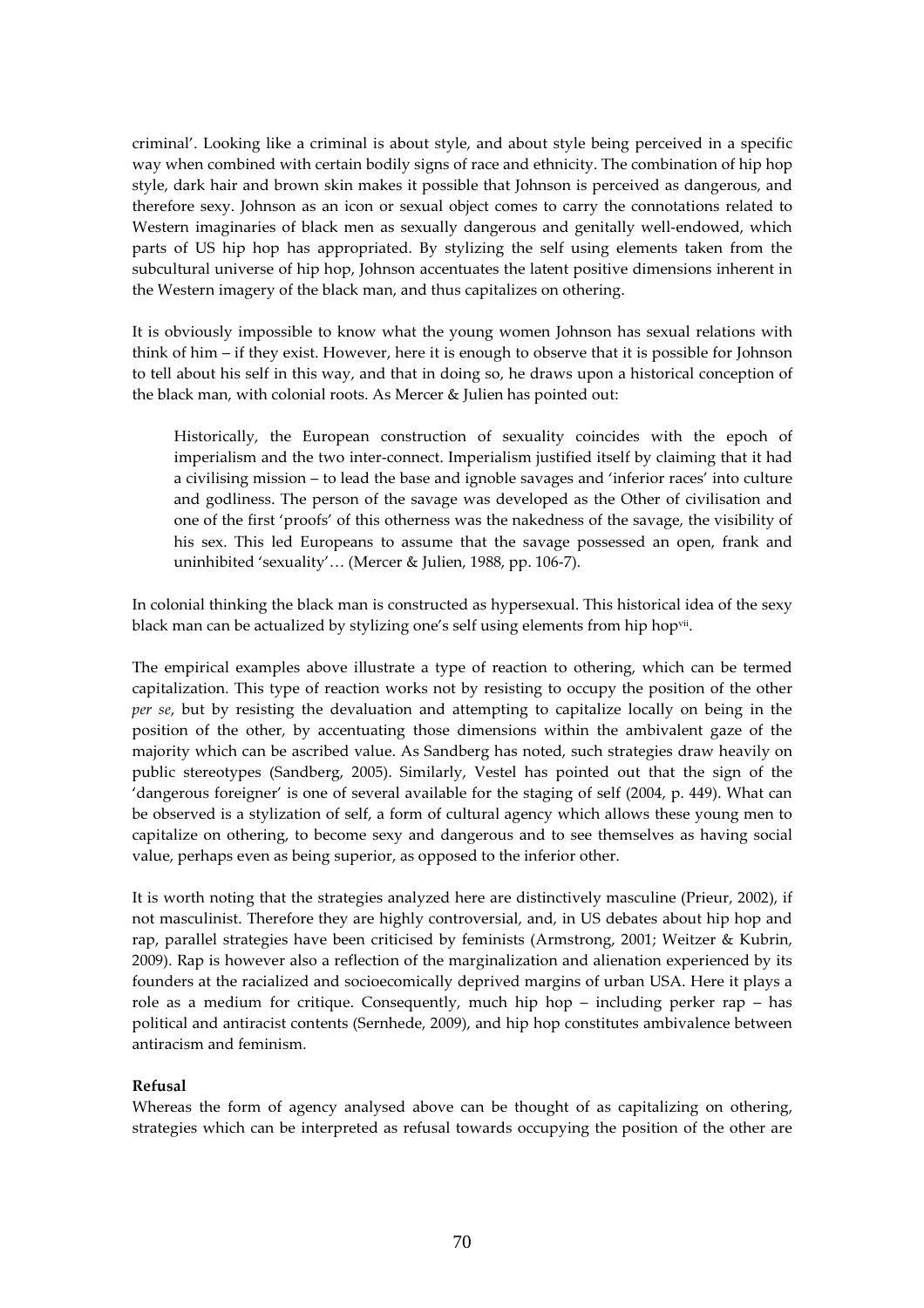criminal'. Looking like a criminal is about style, and about style being perceived in a specific way when combined with certain bodily signs of race and ethnicity. The combination of hip hop style, dark hair and brown skin makes it possible that Johnson is perceived as dangerous, and therefore sexy. Johnson as an icon or sexual object comes to carry the connotations related to Western imaginaries of black men as sexually dangerous and genitally well-endowed, which parts of US hip hop has appropriated. By stylizing the self using elements taken from the subcultural universe of hip hop, Johnson accentuates the latent positive dimensions inherent in the Western imagery of the black man, and thus capitalizes on othering.

It is obviously impossible to know what the young women Johnson has sexual relations with think of him – if they exist. However, here it is enough to observe that it is possible for Johnson to tell about his self in this way, and that in doing so, he draws upon a historical conception of the black man, with colonial roots. As Mercer & Julien has pointed out:

> Historically, the European construction of sexuality coincides with the epoch of imperialism and the two inter-connect. Imperialism justified itself by claiming that it had a civilising mission – to lead the base and ignoble savages and 'inferior races' into culture and godliness. The person of the savage was developed as the Other of civilisation and one of the first 'proofs' of this otherness was the nakedness of the savage, the visibility of his sex. This led Europeans to assume that the savage possessed an open, frank and uninhibited 'sexuality'… (Mercer & Julien, 1988, pp. 106-7).

In colonial thinking the black man is constructed as hypersexual. This historical idea of the sexy black man can be actualized by stylizing one's self using elements from hip hop[vii].

The empirical examples above illustrate a type of reaction to othering, which can be termed capitalization. This type of reaction works not by resisting to occupy the position of the other *per se*, but by resisting the devaluation and attempting to capitalize locally on being in the position of the other, by accentuating those dimensions within the ambivalent gaze of the majority which can be ascribed value. As Sandberg has noted, such strategies draw heavily on public stereotypes (Sandberg, 2005). Similarly, Vestel has pointed out that the sign of the 'dangerous foreigner' is one of several available for the staging of self (2004, p. 449). What can be observed is a stylization of self, a form of cultural agency which allows these young men to capitalize on othering, to become sexy and dangerous and to see themselves as having social value, perhaps even as being superior, as opposed to the inferior other.

It is worth noting that the strategies analyzed here are distinctively masculine (Prieur, 2002), if not masculinist. Therefore they are highly controversial, and, in US debates about hip hop and rap, parallel strategies have been criticised by feminists (Armstrong, 2001; Weitzer & Kubrin, 2009). Rap is however also a reflection of the marginalization and alienation experienced by its founders at the racialized and socioecomically deprived margins of urban USA. Here it plays a role as a medium for critique. Consequently, much hip hop – including perker rap – has political and antiracist contents (Sernhede, 2009), and hip hop constitutes ambivalence between antiracism and feminism.

**Refusal**

Whereas the form of agency analysed above can be thought of as capitalizing on othering, strategies which can be interpreted as refusal towards occupying the position of the other are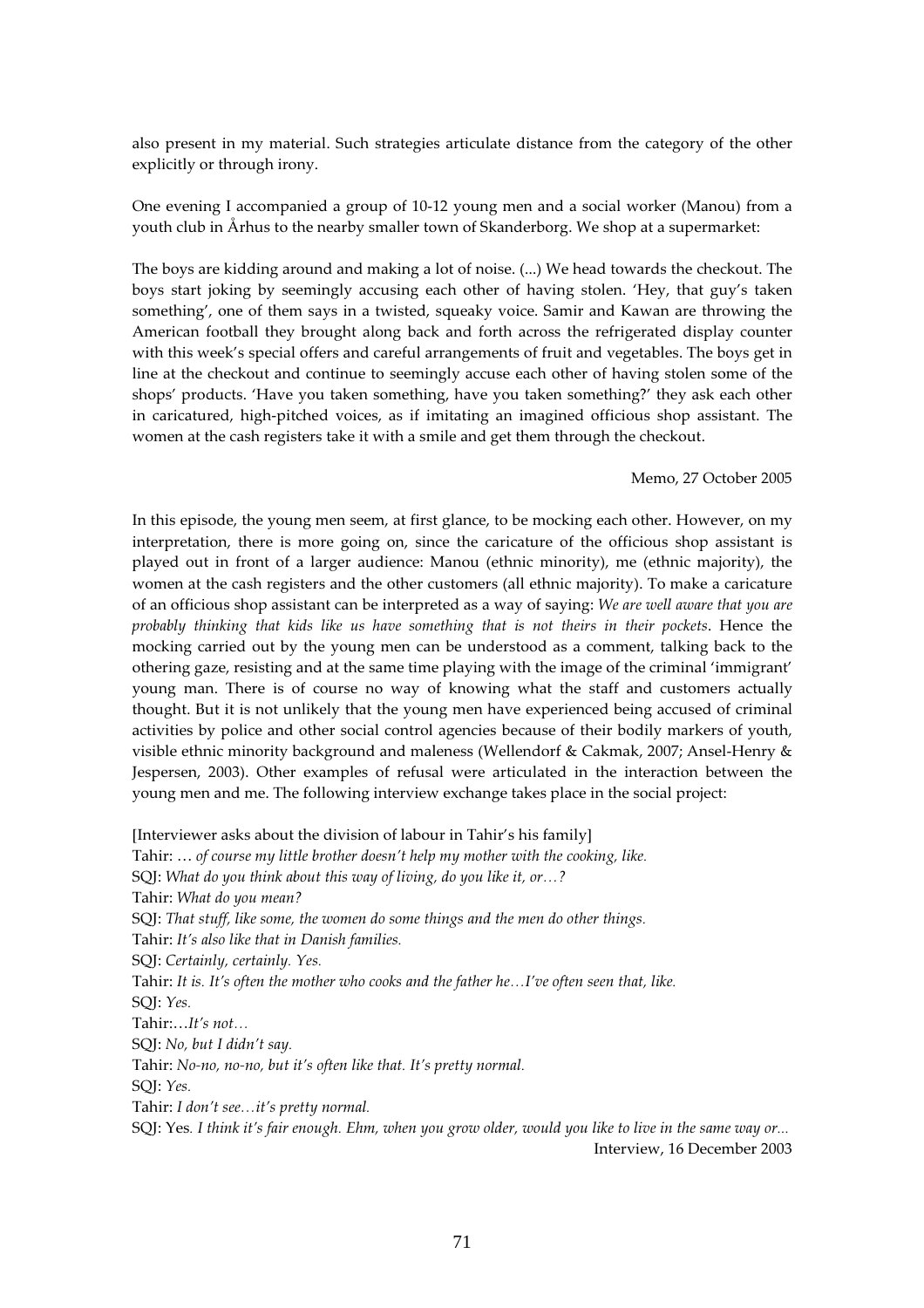also present in my material. Such strategies articulate distance from the category of the other explicitly or through irony.

One evening I accompanied a group of 10-12 young men and a social worker (Manou) from a youth club in Århus to the nearby smaller town of Skanderborg. We shop at a supermarket:

The boys are kidding around and making a lot of noise. (...) We head towards the checkout. The boys start joking by seemingly accusing each other of having stolen. 'Hey, that guy's taken something', one of them says in a twisted, squeaky voice. Samir and Kawan are throwing the American football they brought along back and forth across the refrigerated display counter with this week's special offers and careful arrangements of fruit and vegetables. The boys get in line at the checkout and continue to seemingly accuse each other of having stolen some of the shops' products. 'Have you taken something, have you taken something?' they ask each other in caricatured, high-pitched voices, as if imitating an imagined officious shop assistant. The women at the cash registers take it with a smile and get them through the checkout.

Memo, 27 October 2005

In this episode, the young men seem, at first glance, to be mocking each other. However, on my interpretation, there is more going on, since the caricature of the officious shop assistant is played out in front of a larger audience: Manou (ethnic minority), me (ethnic majority), the women at the cash registers and the other customers (all ethnic majority). To make a caricature of an officious shop assistant can be interpreted as a way of saying: *We are well aware that you are probably thinking that kids like us have something that is not theirs in their pockets*. Hence the mocking carried out by the young men can be understood as a comment, talking back to the othering gaze, resisting and at the same time playing with the image of the criminal 'immigrant' young man. There is of course no way of knowing what the staff and customers actually thought. But it is not unlikely that the young men have experienced being accused of criminal activities by police and other social control agencies because of their bodily markers of youth, visible ethnic minority background and maleness (Wellendorf & Cakmak, 2007; Ansel-Henry & Jespersen, 2003). Other examples of refusal were articulated in the interaction between the young men and me. The following interview exchange takes place in the social project:

[Interviewer asks about the division of labour in Tahir's his family]
Tahir: … *of course my little brother doesn't help my mother with the cooking, like.*
SQJ: *What do you think about this way of living, do you like it, or…?*
Tahir: *What do you mean?*
SQJ: *That stuff, like some, the women do some things and the men do other things.*
Tahir: *It's also like that in Danish families.*
SQJ: *Certainly, certainly. Yes.*
Tahir: *It is. It's often the mother who cooks and the father he…I've often seen that, like.*
SQJ: *Yes.*
Tahir:…*It's not…*
SQJ: *No, but I didn't say.*
Tahir: *No-no, no-no, but it's often like that. It's pretty normal.*
SQJ: *Yes.*
Tahir: *I don't see…it's pretty normal.*
SQJ: Yes*. I think it's fair enough. Ehm, when you grow older, would you like to live in the same way or...*

Interview, 16 December 2003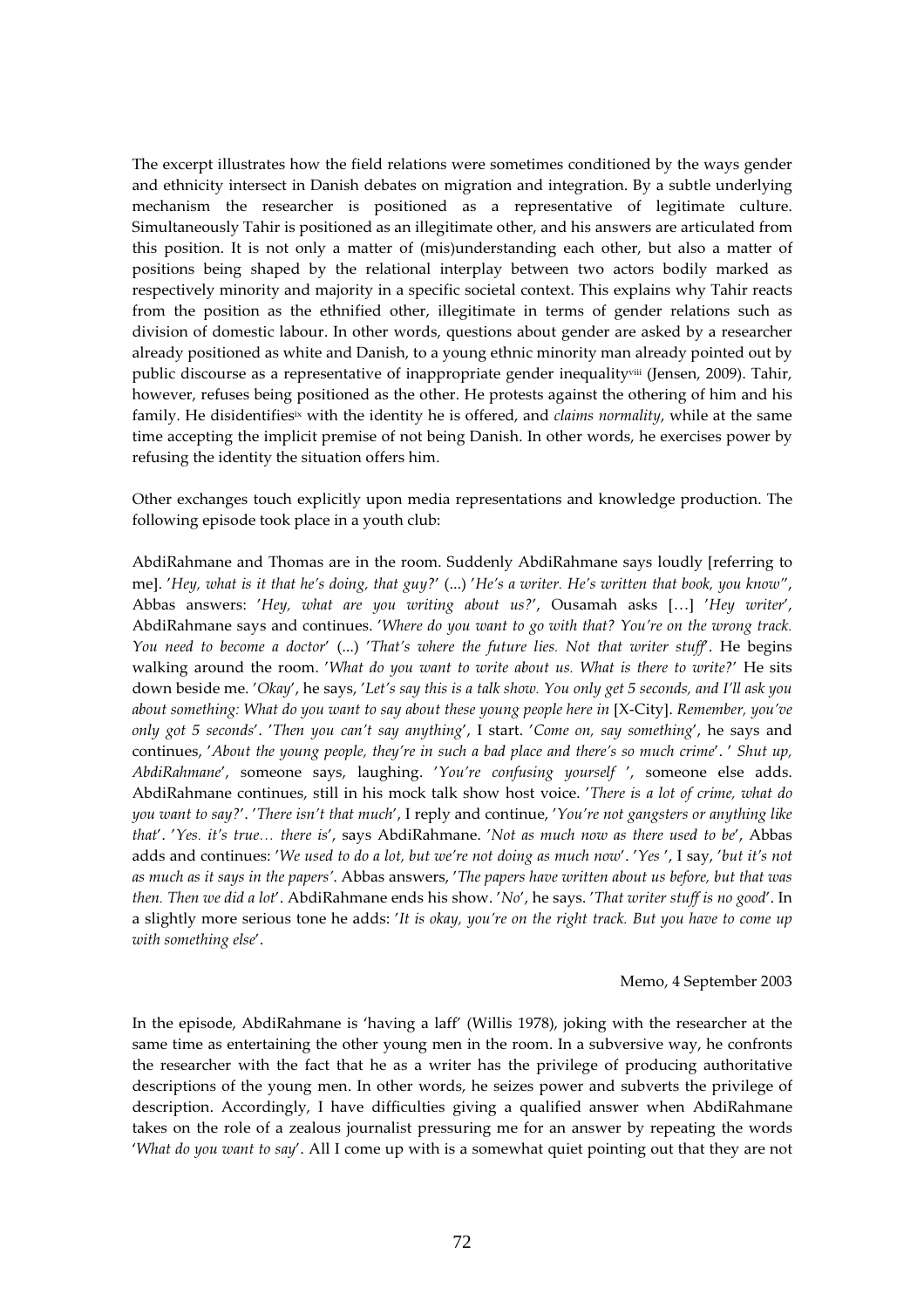The excerpt illustrates how the field relations were sometimes conditioned by the ways gender and ethnicity intersect in Danish debates on migration and integration. By a subtle underlying mechanism the researcher is positioned as a representative of legitimate culture. Simultaneously Tahir is positioned as an illegitimate other, and his answers are articulated from this position. It is not only a matter of (mis)understanding each other, but also a matter of positions being shaped by the relational interplay between two actors bodily marked as respectively minority and majority in a specific societal context. This explains why Tahir reacts from the position as the ethnified other, illegitimate in terms of gender relations such as division of domestic labour. In other words, questions about gender are asked by a researcher already positioned as white and Danish, to a young ethnic minority man already pointed out by public discourse as a representative of inappropriate gender inequality[viii] (Jensen, 2009). Tahir, however, refuses being positioned as the other. He protests against the othering of him and his family. He disidentifies[ix] with the identity he is offered, and *claims normality*, while at the same time accepting the implicit premise of not being Danish. In other words, he exercises power by refusing the identity the situation offers him.

Other exchanges touch explicitly upon media representations and knowledge production. The following episode took place in a youth club:

AbdiRahmane and Thomas are in the room. Suddenly AbdiRahmane says loudly [referring to me]. '*Hey, what is it that he's doing, that guy?*' (...) '*He's a writer. He's written that book, you know*'', Abbas answers: '*Hey, what are you writing about us?*', Ousamah asks […] '*Hey writer*', AbdiRahmane says and continues. '*Where do you want to go with that? You're on the wrong track. You need to become a doctor*' (...) '*That's where the future lies. Not that writer stuff*'. He begins walking around the room. '*What do you want to write about us. What is there to write?*' He sits down beside me. '*Okay*', he says, '*Let's say this is a talk show. You only get 5 seconds, and I'll ask you about something: What do you want to say about these young people here in* [X-City]. *Remember, you've only got 5 seconds*'. '*Then you can't say anything*', I start. '*Come on, say something*', he says and continues, '*About the young people, they're in such a bad place and there's so much crime*'. '*Shut up, AbdiRahmane*', someone says, laughing. '*You're confusing yourself* ', someone else adds. AbdiRahmane continues, still in his mock talk show host voice. '*There is a lot of crime, what do you want to say?*'. '*There isn't that much*', I reply and continue, '*You're not gangsters or anything like that*'. '*Yes. it's true… there is*', says AbdiRahmane. '*Not as much now as there used to be*', Abbas adds and continues: '*We used to do a lot, but we're not doing as much now*'. '*Yes* ', I say, '*but it's not as much as it says in the papers'*. Abbas answers, '*The papers have written about us before, but that was then. Then we did a lot*'. AbdiRahmane ends his show. '*No*', he says. '*That writer stuff is no good*'. In a slightly more serious tone he adds: '*It is okay, you're on the right track. But you have to come up with something else*'.

Memo, 4 September 2003

In the episode, AbdiRahmane is 'having a laff' (Willis 1978), joking with the researcher at the same time as entertaining the other young men in the room. In a subversive way, he confronts the researcher with the fact that he as a writer has the privilege of producing authoritative descriptions of the young men. In other words, he seizes power and subverts the privilege of description. Accordingly, I have difficulties giving a qualified answer when AbdiRahmane takes on the role of a zealous journalist pressuring me for an answer by repeating the words '*What do you want to say*'. All I come up with is a somewhat quiet pointing out that they are not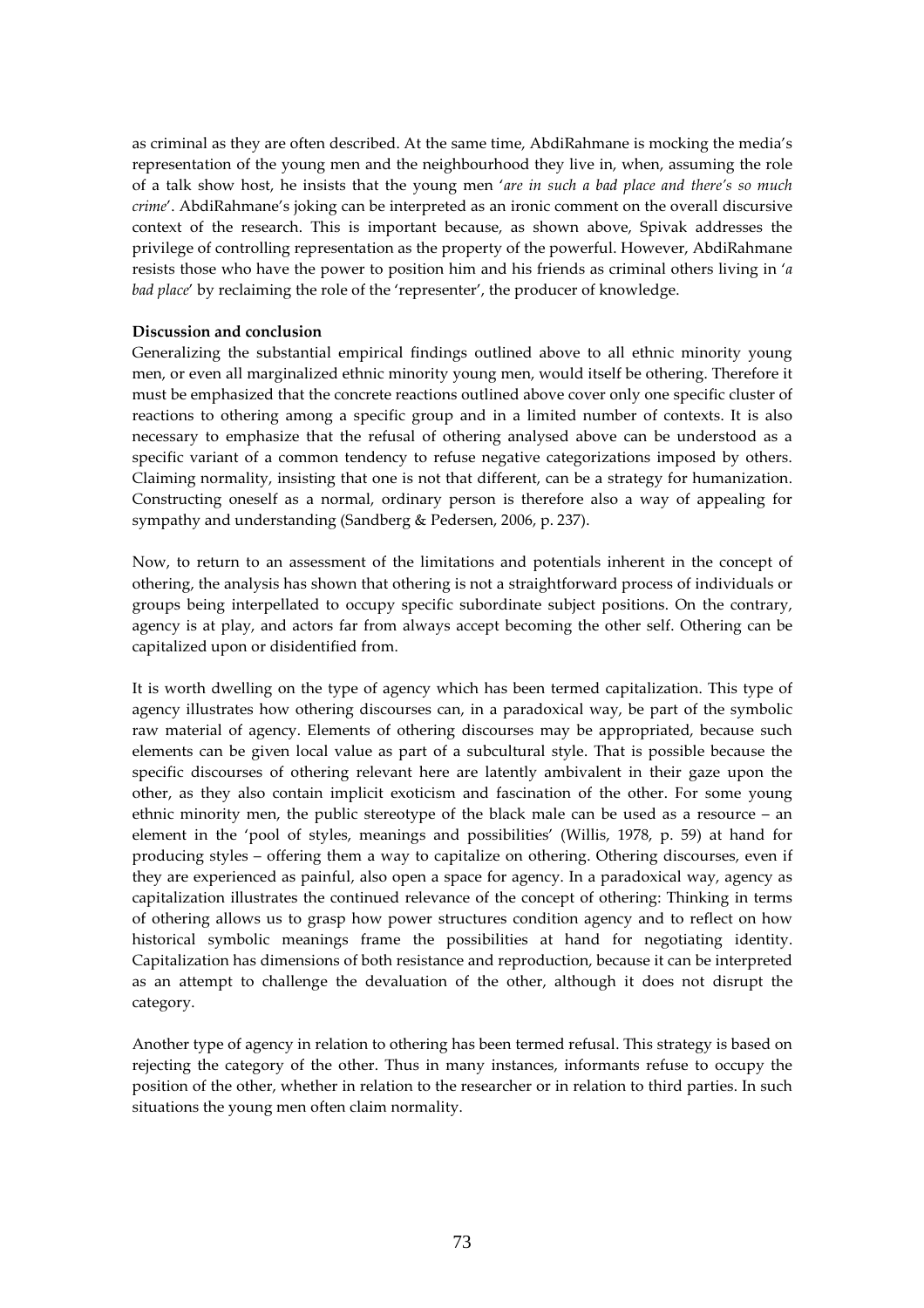as criminal as they are often described. At the same time, AbdiRahmane is mocking the media's representation of the young men and the neighbourhood they live in, when, assuming the role of a talk show host, he insists that the young men '*are in such a bad place and there's so much crime*'. AbdiRahmane's joking can be interpreted as an ironic comment on the overall discursive context of the research. This is important because, as shown above, Spivak addresses the privilege of controlling representation as the property of the powerful. However, AbdiRahmane resists those who have the power to position him and his friends as criminal others living in '*a bad place*' by reclaiming the role of the 'representer', the producer of knowledge.

**Discussion and conclusion**

Generalizing the substantial empirical findings outlined above to all ethnic minority young men, or even all marginalized ethnic minority young men, would itself be othering. Therefore it must be emphasized that the concrete reactions outlined above cover only one specific cluster of reactions to othering among a specific group and in a limited number of contexts. It is also necessary to emphasize that the refusal of othering analysed above can be understood as a specific variant of a common tendency to refuse negative categorizations imposed by others. Claiming normality, insisting that one is not that different, can be a strategy for humanization. Constructing oneself as a normal, ordinary person is therefore also a way of appealing for sympathy and understanding (Sandberg & Pedersen, 2006, p. 237).

Now, to return to an assessment of the limitations and potentials inherent in the concept of othering, the analysis has shown that othering is not a straightforward process of individuals or groups being interpellated to occupy specific subordinate subject positions. On the contrary, agency is at play, and actors far from always accept becoming the other self. Othering can be capitalized upon or disidentified from.

It is worth dwelling on the type of agency which has been termed capitalization. This type of agency illustrates how othering discourses can, in a paradoxical way, be part of the symbolic raw material of agency. Elements of othering discourses may be appropriated, because such elements can be given local value as part of a subcultural style. That is possible because the specific discourses of othering relevant here are latently ambivalent in their gaze upon the other, as they also contain implicit exoticism and fascination of the other. For some young ethnic minority men, the public stereotype of the black male can be used as a resource – an element in the 'pool of styles, meanings and possibilities' (Willis, 1978, p. 59) at hand for producing styles – offering them a way to capitalize on othering. Othering discourses, even if they are experienced as painful, also open a space for agency. In a paradoxical way, agency as capitalization illustrates the continued relevance of the concept of othering: Thinking in terms of othering allows us to grasp how power structures condition agency and to reflect on how historical symbolic meanings frame the possibilities at hand for negotiating identity. Capitalization has dimensions of both resistance and reproduction, because it can be interpreted as an attempt to challenge the devaluation of the other, although it does not disrupt the category.

Another type of agency in relation to othering has been termed refusal. This strategy is based on rejecting the category of the other. Thus in many instances, informants refuse to occupy the position of the other, whether in relation to the researcher or in relation to third parties. In such situations the young men often claim normality.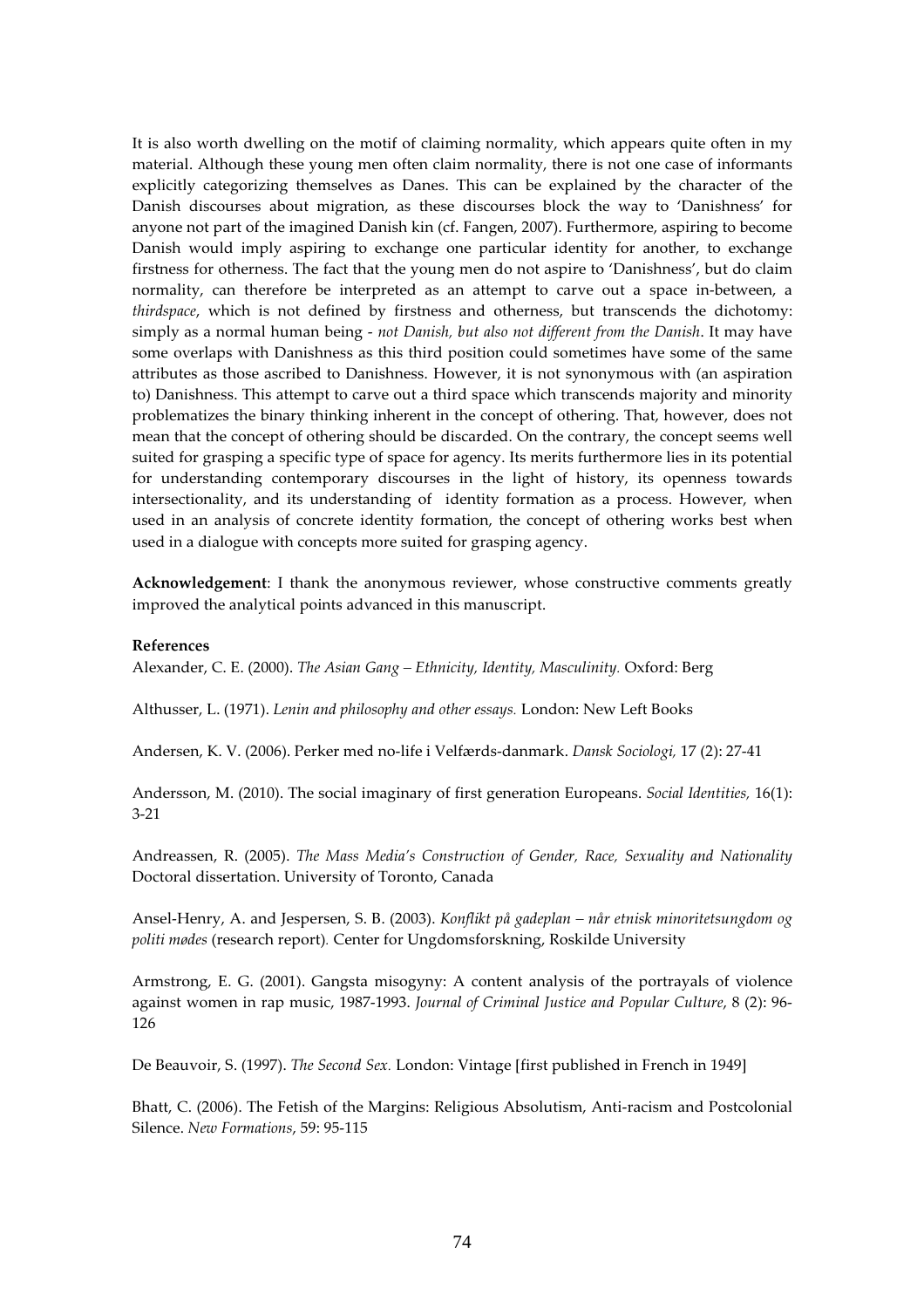It is also worth dwelling on the motif of claiming normality, which appears quite often in my material. Although these young men often claim normality, there is not one case of informants explicitly categorizing themselves as Danes. This can be explained by the character of the Danish discourses about migration, as these discourses block the way to 'Danishness' for anyone not part of the imagined Danish kin (cf. Fangen, 2007). Furthermore, aspiring to become Danish would imply aspiring to exchange one particular identity for another, to exchange firstness for otherness. The fact that the young men do not aspire to 'Danishness', but do claim normality, can therefore be interpreted as an attempt to carve out a space in-between, a *thirdspace*, which is not defined by firstness and otherness, but transcends the dichotomy: simply as a normal human being - *not Danish, but also not different from the Danish*. It may have some overlaps with Danishness as this third position could sometimes have some of the same attributes as those ascribed to Danishness. However, it is not synonymous with (an aspiration to) Danishness. This attempt to carve out a third space which transcends majority and minority problematizes the binary thinking inherent in the concept of othering. That, however, does not mean that the concept of othering should be discarded. On the contrary, the concept seems well suited for grasping a specific type of space for agency. Its merits furthermore lies in its potential for understanding contemporary discourses in the light of history, its openness towards intersectionality, and its understanding of identity formation as a process. However, when used in an analysis of concrete identity formation, the concept of othering works best when used in a dialogue with concepts more suited for grasping agency.

**Acknowledgement**: I thank the anonymous reviewer, whose constructive comments greatly improved the analytical points advanced in this manuscript.

**References**

Alexander, C. E. (2000). *The Asian Gang – Ethnicity, Identity, Masculinity.* Oxford: Berg

Althusser, L. (1971). *Lenin and philosophy and other essays.* London: New Left Books

Andersen, K. V. (2006). Perker med no-life i Velfærds-danmark. *Dansk Sociologi,* 17 (2): 27-41

Andersson, M. (2010). The social imaginary of first generation Europeans. *Social Identities,* 16(1): 3-21

Andreassen, R. (2005). *The Mass Media's Construction of Gender, Race, Sexuality and Nationality* Doctoral dissertation. University of Toronto, Canada

Ansel-Henry, A. and Jespersen, S. B. (2003). *Konflikt på gadeplan – når etnisk minoritetsungdom og politi mødes* (research report)*.* Center for Ungdomsforskning, Roskilde University

Armstrong, E. G. (2001). Gangsta misogyny: A content analysis of the portrayals of violence against women in rap music, 1987-1993. *Journal of Criminal Justice and Popular Culture*, 8 (2): 96-126

De Beauvoir, S. (1997). *The Second Sex.* London: Vintage [first published in French in 1949]

Bhatt, C. (2006). The Fetish of the Margins: Religious Absolutism, Anti-racism and Postcolonial Silence. *New Formations*, 59: 95-115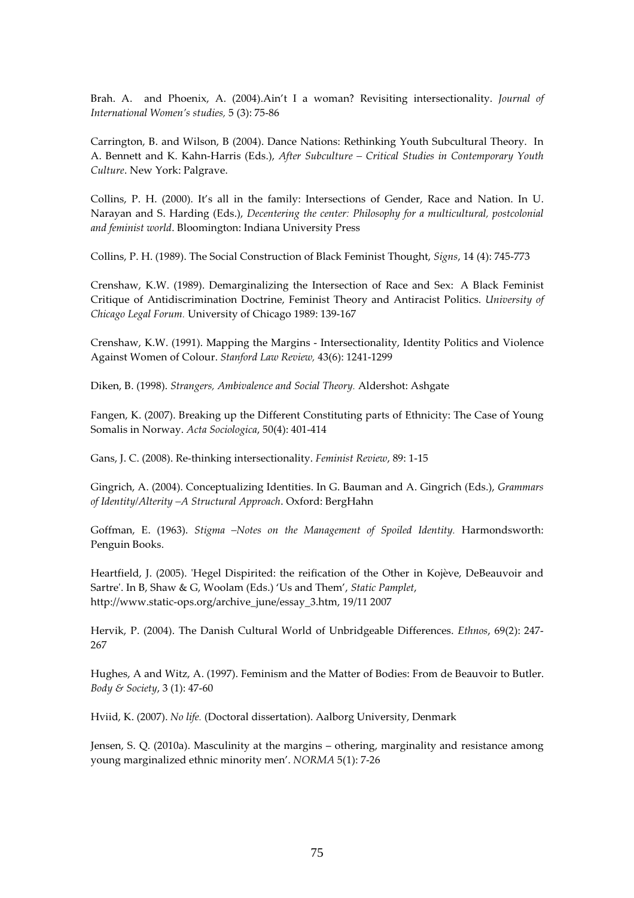Brah. A. and Phoenix, A. (2004).Ain't I a woman? Revisiting intersectionality. *Journal of International Women's studies,* 5 (3): 75-86

Carrington, B. and Wilson, B (2004). Dance Nations: Rethinking Youth Subcultural Theory. In A. Bennett and K. Kahn-Harris (Eds.), *After Subculture – Critical Studies in Contemporary Youth Culture*. New York: Palgrave.

Collins, P. H. (2000). It's all in the family: Intersections of Gender, Race and Nation. In U. Narayan and S. Harding (Eds.), *Decentering the center: Philosophy for a multicultural, postcolonial and feminist world*. Bloomington: Indiana University Press

Collins, P. H. (1989). The Social Construction of Black Feminist Thought, *Signs*, 14 (4): 745-773

Crenshaw, K.W. (1989). Demarginalizing the Intersection of Race and Sex: A Black Feminist Critique of Antidiscrimination Doctrine, Feminist Theory and Antiracist Politics. *University of Chicago Legal Forum.* University of Chicago 1989: 139-167

Crenshaw, K.W. (1991). Mapping the Margins - Intersectionality, Identity Politics and Violence Against Women of Colour. *Stanford Law Review,* 43(6): 1241-1299

Diken, B. (1998). *Strangers, Ambivalence and Social Theory.* Aldershot: Ashgate

Fangen, K. (2007). Breaking up the Different Constituting parts of Ethnicity: The Case of Young Somalis in Norway. *Acta Sociologica*, 50(4): 401-414

Gans, J. C. (2008). Re-thinking intersectionality. *Feminist Review*, 89: 1-15

Gingrich, A. (2004). Conceptualizing Identities. In G. Bauman and A. Gingrich (Eds.), *Grammars of Identity/Alterity –A Structural Approach*. Oxford: BergHahn

Goffman, E. (1963). *Stigma –Notes on the Management of Spoiled Identity.* Harmondsworth: Penguin Books.

Heartfield, J. (2005). 'Hegel Dispirited: the reification of the Other in Kojève, DeBeauvoir and Sartre'. In B, Shaw & G, Woolam (Eds.) 'Us and Them', *Static Pamplet*, http://www.static-ops.org/archive_june/essay_3.htm, 19/11 2007

Hervik, P. (2004). The Danish Cultural World of Unbridgeable Differences. *Ethnos*, 69(2): 247-267

Hughes, A and Witz, A. (1997). Feminism and the Matter of Bodies: From de Beauvoir to Butler. *Body & Society*, 3 (1): 47-60

Hviid, K. (2007). *No life.* (Doctoral dissertation). Aalborg University, Denmark

Jensen, S. Q. (2010a). Masculinity at the margins – othering, marginality and resistance among young marginalized ethnic minority men'. *NORMA* 5(1): 7-26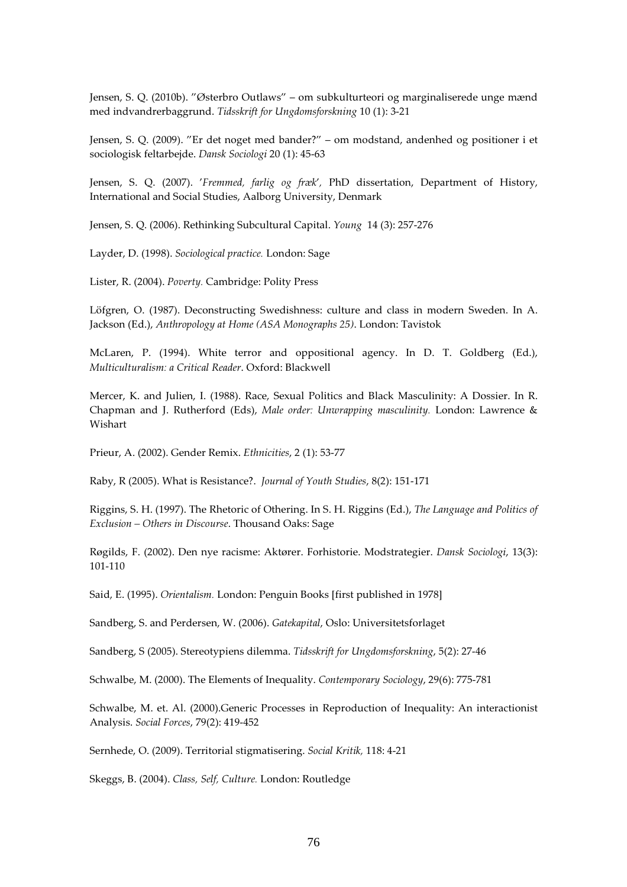Jensen, S. Q. (2010b). ”Østerbro Outlaws” – om subkulturteori og marginaliserede unge mænd med indvandrerbaggrund. *Tidsskrift for Ungdomsforskning* 10 (1): 3-21

Jensen, S. Q. (2009). ”Er det noget med bander?” – om modstand, andenhed og positioner i et sociologisk feltarbejde. *Dansk Sociologi* 20 (1): 45-63

Jensen, S. Q. (2007). *'Fremmed, farlig og fræk',* PhD dissertation, Department of History, International and Social Studies, Aalborg University, Denmark

Jensen, S. Q. (2006). Rethinking Subcultural Capital. *Young* 14 (3): 257-276

Layder, D. (1998). *Sociological practice.* London: Sage

Lister, R. (2004). *Poverty.* Cambridge: Polity Press

Löfgren, O. (1987). Deconstructing Swedishness: culture and class in modern Sweden. In A. Jackson (Ed.), *Anthropology at Home (ASA Monographs 25)*. London: Tavistok

McLaren, P. (1994). White terror and oppositional agency. In D. T. Goldberg (Ed.), *Multiculturalism: a Critical Reader*. Oxford: Blackwell

Mercer, K. and Julien, I. (1988). Race, Sexual Politics and Black Masculinity: A Dossier. In R. Chapman and J. Rutherford (Eds), *Male order: Unwrapping masculinity.* London: Lawrence & Wishart

Prieur, A. (2002). Gender Remix. *Ethnicities*, 2 (1): 53-77

Raby, R (2005). What is Resistance?. *Journal of Youth Studies*, 8(2): 151-171

Riggins, S. H. (1997). The Rhetoric of Othering. In S. H. Riggins (Ed.), *The Language and Politics of Exclusion – Others in Discourse*. Thousand Oaks: Sage

Røgilds, F. (2002). Den nye racisme: Aktører. Forhistorie. Modstrategier. *Dansk Sociologi*, 13(3): 101-110

Said, E. (1995). *Orientalism.* London: Penguin Books [first published in 1978]

Sandberg, S. and Perdersen, W. (2006). *Gatekapital*, Oslo: Universitetsforlaget

Sandberg, S (2005). Stereotypiens dilemma. *Tidsskrift for Ungdomsforskning*, 5(2): 27-46

Schwalbe, M. (2000). The Elements of Inequality. *Contemporary Sociology*, 29(6): 775-781

Schwalbe, M. et. Al. (2000).Generic Processes in Reproduction of Inequality: An interactionist Analysis. *Social Forces*, 79(2): 419-452

Sernhede, O. (2009). Territorial stigmatisering. *Social Kritik,* 118: 4-21

Skeggs, B. (2004). *Class, Self, Culture.* London: Routledge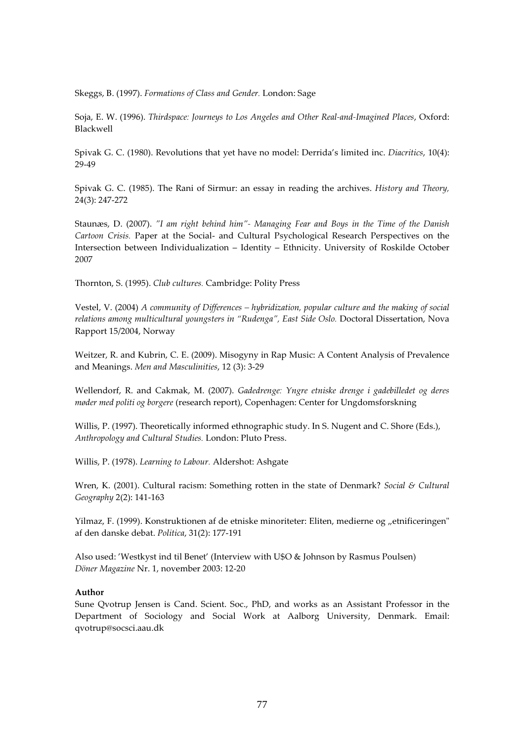Skeggs, B. (1997). *Formations of Class and Gender.* London: Sage

Soja, E. W. (1996). *Thirdspace: Journeys to Los Angeles and Other Real-and-Imagined Places*, Oxford: Blackwell

Spivak G. C. (1980). Revolutions that yet have no model: Derrida's limited inc. *Diacritics*, 10(4): 29-49

Spivak G. C. (1985). The Rani of Sirmur: an essay in reading the archives. *History and Theory,* 24(3): 247-272

Staunæs, D. (2007). *"I am right behind him"- Managing Fear and Boys in the Time of the Danish Cartoon Crisis.* Paper at the Social- and Cultural Psychological Research Perspectives on the Intersection between Individualization – Identity – Ethnicity. University of Roskilde October 2007

Thornton, S. (1995). *Club cultures.* Cambridge: Polity Press

Vestel, V. (2004) *A community of Differences – hybridization, popular culture and the making of social relations among multicultural youngsters in "Rudenga", East Side Oslo.* Doctoral Dissertation, Nova Rapport 15/2004, Norway

Weitzer, R. and Kubrin, C. E. (2009). Misogyny in Rap Music: A Content Analysis of Prevalence and Meanings. *Men and Masculinities*, 12 (3): 3-29

Wellendorf, R. and Cakmak, M. (2007). *Gadedrenge: Yngre etniske drenge i gadebilledet og deres møder med politi og borgere* (research report), Copenhagen: Center for Ungdomsforskning

Willis, P. (1997). Theoretically informed ethnographic study. In S. Nugent and C. Shore (Eds.), *Anthropology and Cultural Studies.* London: Pluto Press.

Willis, P. (1978). *Learning to Labour.* Aldershot: Ashgate

Wren, K. (2001). Cultural racism: Something rotten in the state of Denmark? *Social & Cultural Geography* 2(2): 141-163

Yilmaz, F. (1999). Konstruktionen af de etniske minoriteter: Eliten, medierne og „etnificeringen" af den danske debat. *Politica*, 31(2): 177-191

Also used: 'Westkyst ind til Benet' (Interview with U$O & Johnson by Rasmus Poulsen) *Döner Magazine* Nr. 1, november 2003: 12-20

**Author**

Sune Qvotrup Jensen is Cand. Scient. Soc., PhD, and works as an Assistant Professor in the Department of Sociology and Social Work at Aalborg University, Denmark. Email: qvotrup@socsci.aau.dk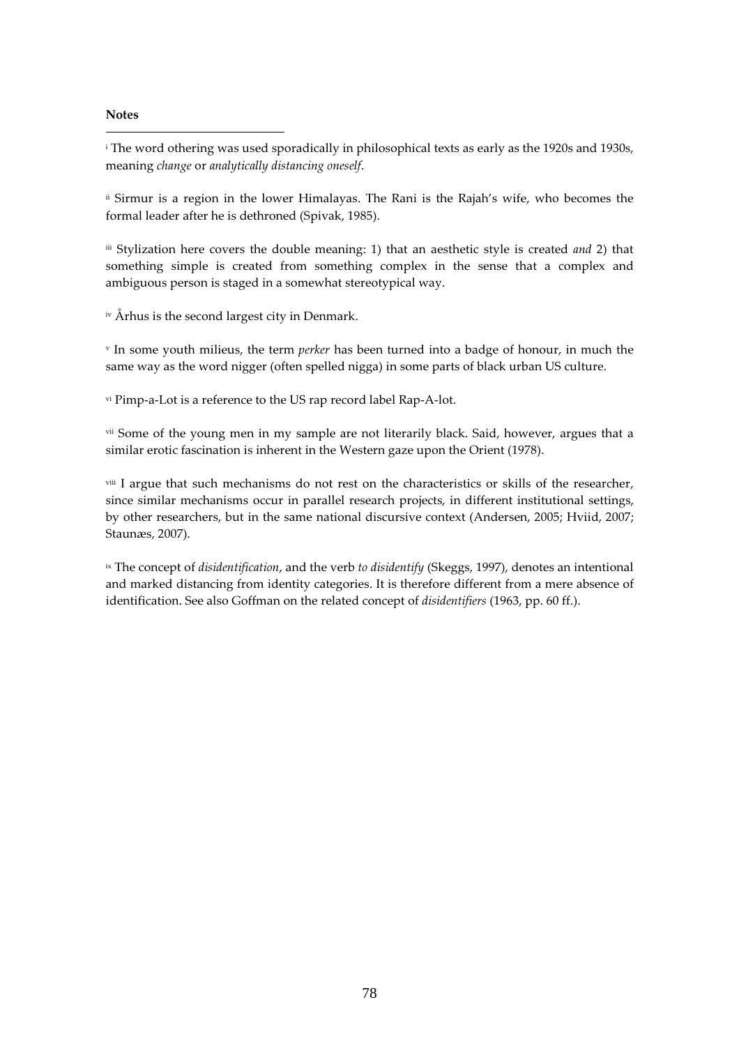**Notes**

[i] The word othering was used sporadically in philosophical texts as early as the 1920s and 1930s, meaning *change* or *analytically distancing oneself*.

[ii] Sirmur is a region in the lower Himalayas. The Rani is the Rajah's wife, who becomes the formal leader after he is dethroned (Spivak, 1985).

[iii] Stylization here covers the double meaning: 1) that an aesthetic style is created *and* 2) that something simple is created from something complex in the sense that a complex and ambiguous person is staged in a somewhat stereotypical way.

[iv] Århus is the second largest city in Denmark.

[v] In some youth milieus, the term *perker* has been turned into a badge of honour, in much the same way as the word nigger (often spelled nigga) in some parts of black urban US culture.

[vi] Pimp-a-Lot is a reference to the US rap record label Rap-A-lot.

[vii] Some of the young men in my sample are not literarily black. Said, however, argues that a similar erotic fascination is inherent in the Western gaze upon the Orient (1978).

[viii] I argue that such mechanisms do not rest on the characteristics or skills of the researcher, since similar mechanisms occur in parallel research projects, in different institutional settings, by other researchers, but in the same national discursive context (Andersen, 2005; Hviid, 2007; Staunæs, 2007).

[ix] The concept of *disidentification*, and the verb *to disidentify* (Skeggs, 1997), denotes an intentional and marked distancing from identity categories. It is therefore different from a mere absence of identification. See also Goffman on the related concept of *disidentifiers* (1963, pp. 60 ff.).